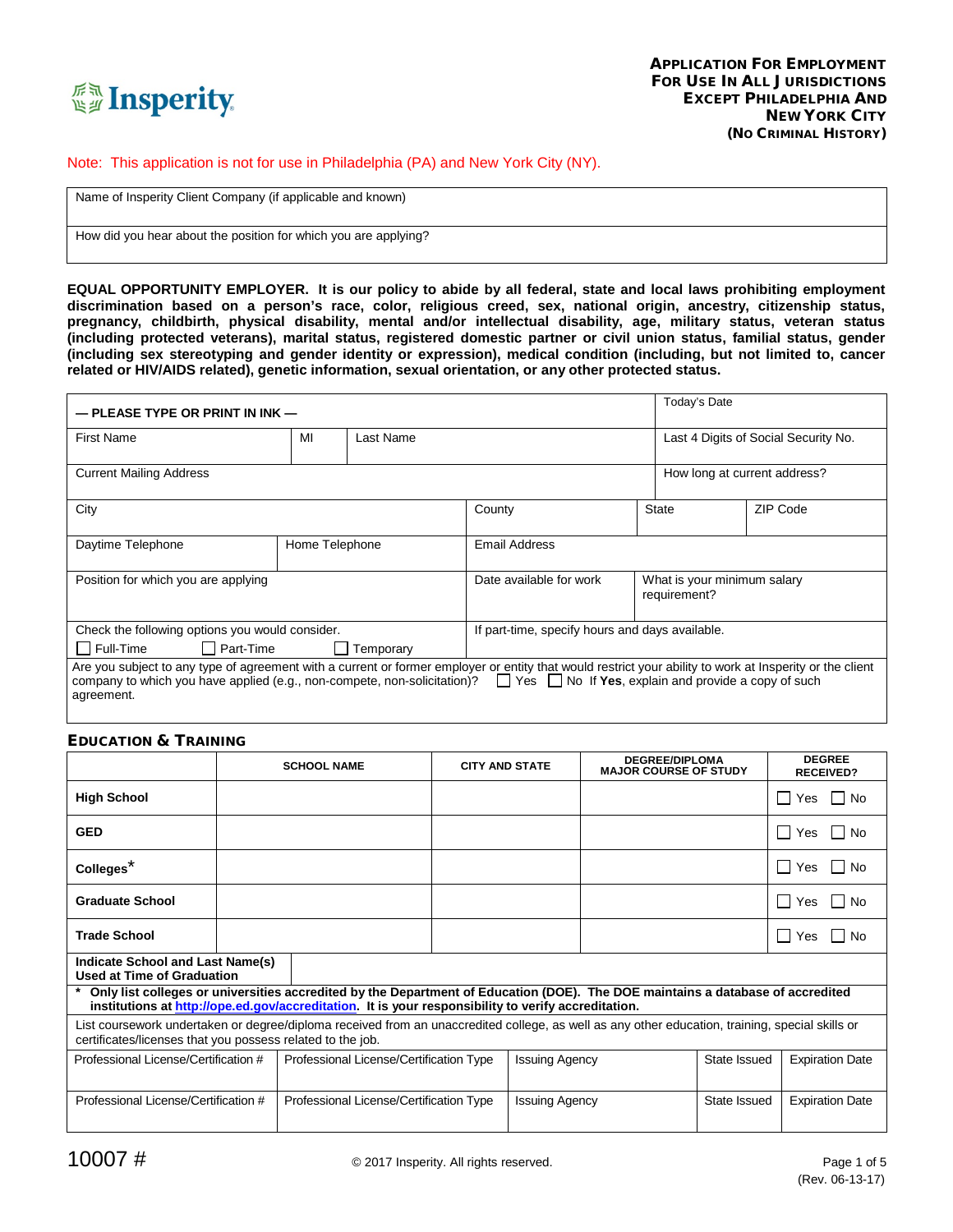Insperity

**APPLICATION FOR EMPLOYMENT**
**FOR USE IN ALL JURISDICTIONS**
**EXCEPT PHILADELPHIA AND**
**NEW YORK CITY**
**(NO CRIMINAL HISTORY)**

Note: This application is not for use in Philadelphia (PA) and New York City (NY).

| Name of Insperity Client Company (if applicable and known) |
|---|
| How did you hear about the position for which you are applying? |

**EQUAL OPPORTUNITY EMPLOYER. It is our policy to abide by all federal, state and local laws prohibiting employment discrimination based on a person's race, color, religious creed, sex, national origin, ancestry, citizenship status, pregnancy, childbirth, physical disability, mental and/or intellectual disability, age, military status, veteran status (including protected veterans), marital status, registered domestic partner or civil union status, familial status, gender (including sex stereotyping and gender identity or expression), medical condition (including, but not limited to, cancer related or HIV/AIDS related), genetic information, sexual orientation, or any other protected status.**

| **— PLEASE TYPE OR PRINT IN INK —** | | | Today's Date |
|---|---|---|---|
| First Name | MI | Last Name | Last 4 Digits of Social Security No. |
| Current Mailing Address | | | How long at current address? |
| City | County | State | ZIP Code |
| Daytime Telephone | Home Telephone | Email Address | |
| Position for which you are applying | Date available for work | What is your minimum salary requirement? | |
| Check the following options you would consider. ☐ Full-Time ☐ Part-Time ☐ Temporary | If part-time, specify hours and days available. | | |

Are you subject to any type of agreement with a current or former employer or entity that would restrict your ability to work at Insperity or the client company to which you have applied (e.g., non-compete, non-solicitation)? ☐ Yes ☐ No If **Yes**, explain and provide a copy of such agreement.

## EDUCATION & TRAINING

| | SCHOOL NAME | CITY AND STATE | DEGREE/DIPLOMA MAJOR COURSE OF STUDY | DEGREE RECEIVED? |
|---|---|---|---|---|
| **High School** | | | | ☐ Yes ☐ No |
| **GED** | | | | ☐ Yes ☐ No |
| **Colleges*** | | | | ☐ Yes ☐ No |
| **Graduate School** | | | | ☐ Yes ☐ No |
| **Trade School** | | | | ☐ Yes ☐ No |
| **Indicate School and Last Name(s) Used at Time of Graduation** | | | | |

\* **Only list colleges or universities accredited by the Department of Education (DOE). The DOE maintains a database of accredited institutions at http://ope.ed.gov/accreditation. It is your responsibility to verify accreditation.**

List coursework undertaken or degree/diploma received from an unaccredited college, as well as any other education, training, special skills or certificates/licenses that you possess related to the job.

| Professional License/Certification # | Professional License/Certification Type | Issuing Agency | State Issued | Expiration Date |
|---|---|---|---|---|
| Professional License/Certification # | Professional License/Certification Type | Issuing Agency | State Issued | Expiration Date |

10007 #

© 2017 Insperity. All rights reserved.

(Rev. 06-13-17)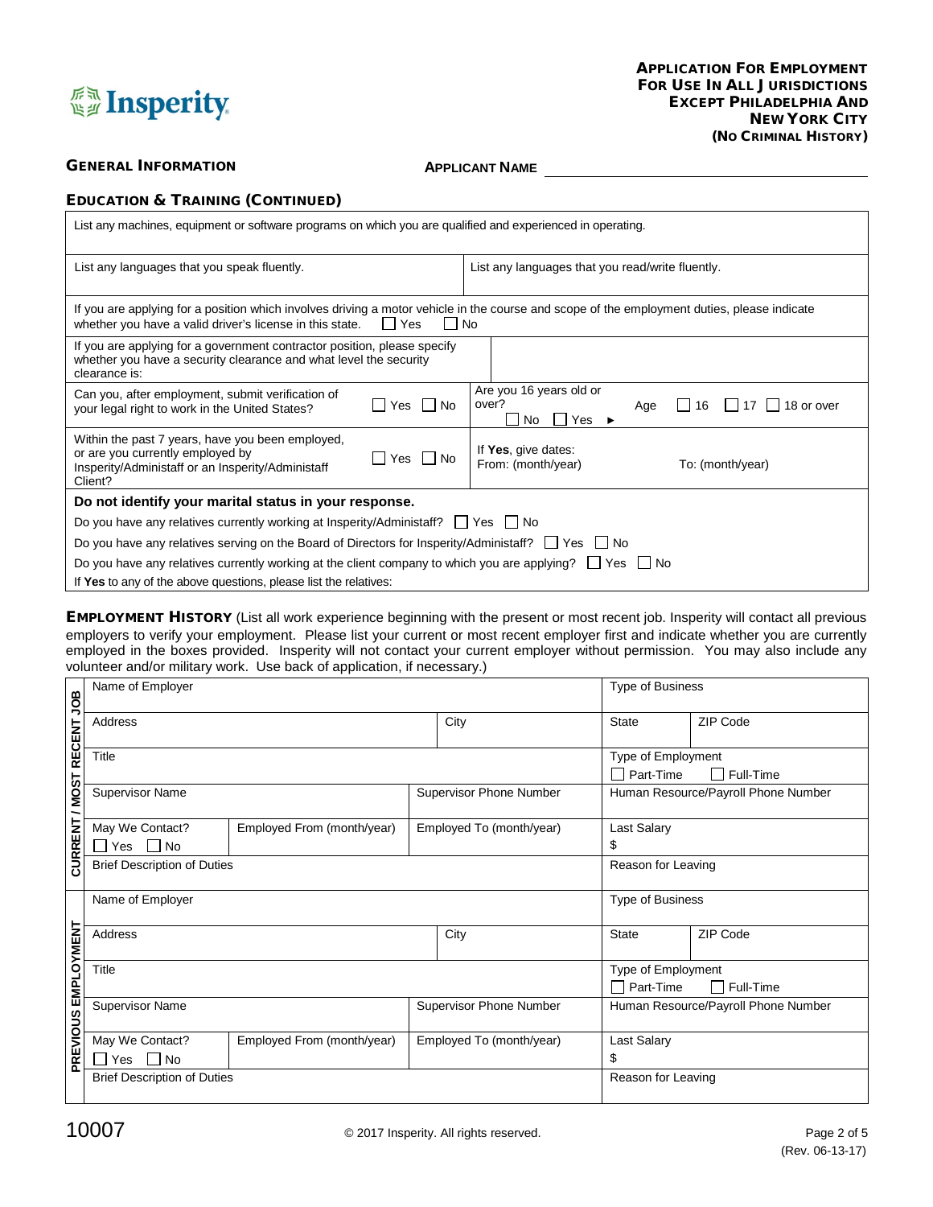**Insperity**

**APPLICATION FOR EMPLOYMENT**
**FOR USE IN ALL JURISDICTIONS**
**EXCEPT PHILADELPHIA AND**
**NEW YORK CITY**
**(NO CRIMINAL HISTORY)**

**GENERAL INFORMATION** | **APPLICANT NAME** ______________________________

## EDUCATION & TRAINING (CONTINUED)

List any machines, equipment or software programs on which you are qualified and experienced in operating.

| List any languages that you speak fluently. | List any languages that you read/write fluently. |
|---|---|

If you are applying for a position which involves driving a motor vehicle in the course and scope of the employment duties, please indicate whether you have a valid driver's license in this state. ☐ Yes ☐ No

If you are applying for a government contractor position, please specify whether you have a security clearance and what level the security clearance is:

| Can you, after employment, submit verification of your legal right to work in the United States? ☐ Yes ☐ No | Are you 16 years old or over? ☐ No ☐ Yes ► Age ☐ 16 ☐ 17 ☐ 18 or over |
|---|---|
| Within the past 7 years, have you been employed, or are you currently employed by Insperity/Administaff or an Insperity/Administaff Client? ☐ Yes ☐ No | If **Yes**, give dates: From: (month/year) To: (month/year) |

**Do not identify your marital status in your response.**

Do you have any relatives currently working at Insperity/Administaff? ☐ Yes ☐ No

Do you have any relatives serving on the Board of Directors for Insperity/Administaff? ☐ Yes ☐ No

Do you have any relatives currently working at the client company to which you are applying? ☐ Yes ☐ No

If **Yes** to any of the above questions, please list the relatives:

## EMPLOYMENT HISTORY

(List all work experience beginning with the present or most recent job. Insperity will contact all previous employers to verify your employment. Please list your current or most recent employer first and indicate whether you are currently employed in the boxes provided. Insperity will not contact your current employer without permission. You may also include any volunteer and/or military work. Use back of application, if necessary.)

### CURRENT / MOST RECENT JOB

| Name of Employer | | | Type of Business | |
|---|---|---|---|---|
| Address | | City | State | ZIP Code |
| Title | | | Type of Employment ☐ Part-Time ☐ Full-Time | |
| Supervisor Name | | Supervisor Phone Number | Human Resource/Payroll Phone Number | |
| May We Contact? ☐ Yes ☐ No | Employed From (month/year) | Employed To (month/year) | Last Salary $ | |
| Brief Description of Duties | | | Reason for Leaving | |

### PREVIOUS EMPLOYMENT

| Name of Employer | | | Type of Business | |
|---|---|---|---|---|
| Address | | City | State | ZIP Code |
| Title | | | Type of Employment ☐ Part-Time ☐ Full-Time | |
| Supervisor Name | | Supervisor Phone Number | Human Resource/Payroll Phone Number | |
| May We Contact? ☐ Yes ☐ No | Employed From (month/year) | Employed To (month/year) | Last Salary $ | |
| Brief Description of Duties | | | Reason for Leaving | |

10007 © 2017 Insperity. All rights reserved. (Rev. 06-13-17)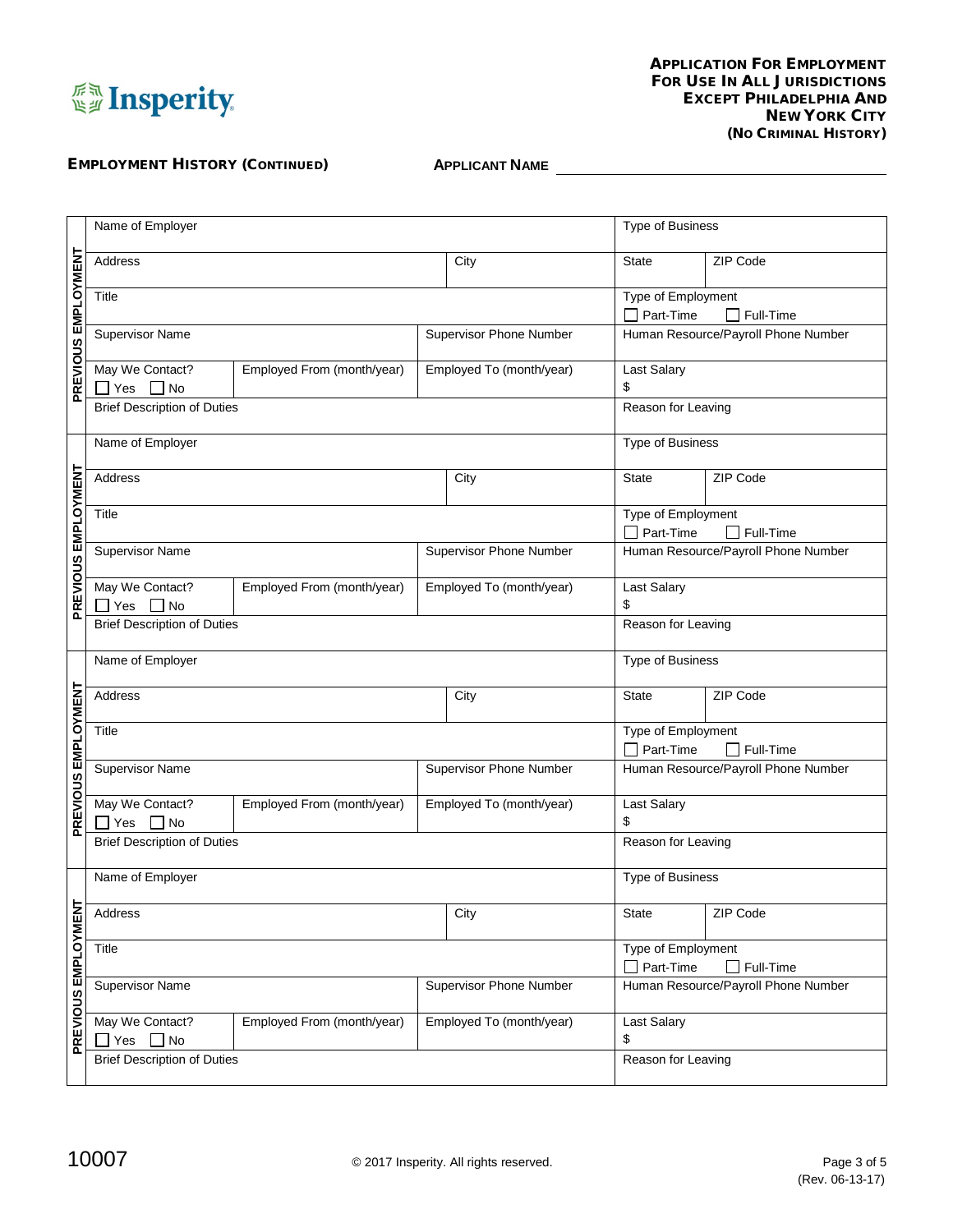**Insperity**

**APPLICATION FOR EMPLOYMENT**
**FOR USE IN ALL JURISDICTIONS**
**EXCEPT PHILADELPHIA AND**
**NEW YORK CITY**
**(NO CRIMINAL HISTORY)**

**EMPLOYMENT HISTORY (CONTINUED)** **APPLICANT NAME** ____________________

**PREVIOUS EMPLOYMENT**

| Name of Employer | | | | Type of Business | |
|---|---|---|---|---|---|
| Address | | | City | State | ZIP Code |
| Title | | | | Type of Employment<br>☐ Part-Time ☐ Full-Time | |
| Supervisor Name | | Supervisor Phone Number | | Human Resource/Payroll Phone Number | |
| May We Contact?<br>☐ Yes ☐ No | Employed From (month/year) | Employed To (month/year) | | Last Salary<br>$ | |
| Brief Description of Duties | | | | Reason for Leaving | |

**PREVIOUS EMPLOYMENT**

| Name of Employer | | | | Type of Business | |
|---|---|---|---|---|---|
| Address | | | City | State | ZIP Code |
| Title | | | | Type of Employment<br>☐ Part-Time ☐ Full-Time | |
| Supervisor Name | | Supervisor Phone Number | | Human Resource/Payroll Phone Number | |
| May We Contact?<br>☐ Yes ☐ No | Employed From (month/year) | Employed To (month/year) | | Last Salary<br>$ | |
| Brief Description of Duties | | | | Reason for Leaving | |

**PREVIOUS EMPLOYMENT**

| Name of Employer | | | | Type of Business | |
|---|---|---|---|---|---|
| Address | | | City | State | ZIP Code |
| Title | | | | Type of Employment<br>☐ Part-Time ☐ Full-Time | |
| Supervisor Name | | Supervisor Phone Number | | Human Resource/Payroll Phone Number | |
| May We Contact?<br>☐ Yes ☐ No | Employed From (month/year) | Employed To (month/year) | | Last Salary<br>$ | |
| Brief Description of Duties | | | | Reason for Leaving | |

**PREVIOUS EMPLOYMENT**

| Name of Employer | | | | Type of Business | |
|---|---|---|---|---|---|
| Address | | | City | State | ZIP Code |
| Title | | | | Type of Employment<br>☐ Part-Time ☐ Full-Time | |
| Supervisor Name | | Supervisor Phone Number | | Human Resource/Payroll Phone Number | |
| May We Contact?<br>☐ Yes ☐ No | Employed From (month/year) | Employed To (month/year) | | Last Salary<br>$ | |
| Brief Description of Duties | | | | Reason for Leaving | |

10007 © 2017 Insperity. All rights reserved. (Rev. 06-13-17)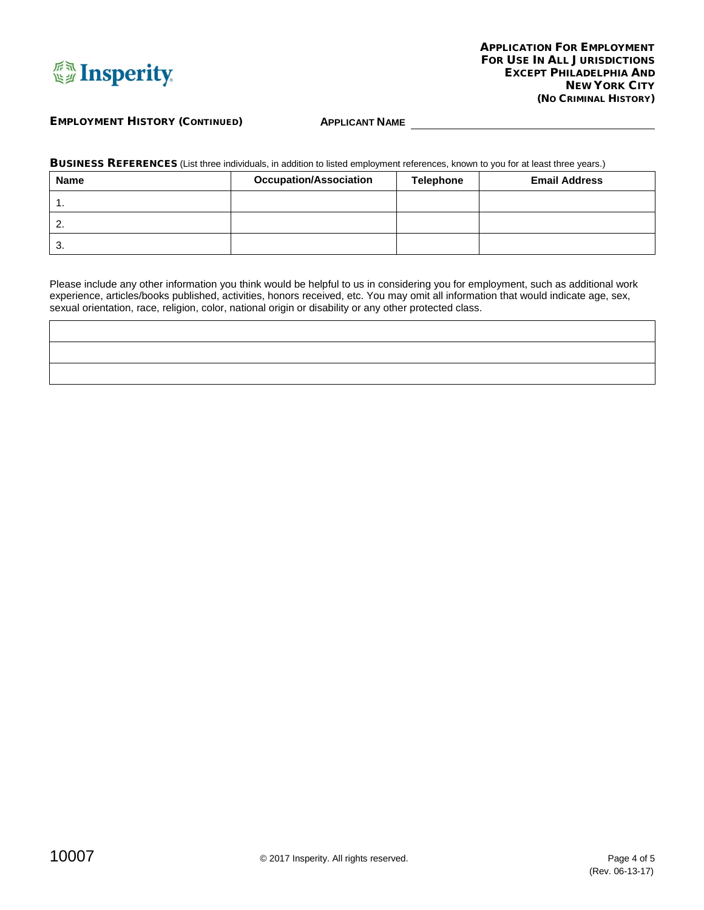**APPLICATION FOR EMPLOYMENT**
**FOR USE IN ALL JURISDICTIONS**
**EXCEPT PHILADELPHIA AND**
**NEW YORK CITY**
**(NO CRIMINAL HISTORY)**

**EMPLOYMENT HISTORY (CONTINUED)**

**APPLICANT NAME** ______________________________

**BUSINESS REFERENCES** (List three individuals, in addition to listed employment references, known to you for at least three years.)

| Name | Occupation/Association | Telephone | Email Address |
|---|---|---|---|
| 1. | | | |
| 2. | | | |
| 3. | | | |

Please include any other information you think would be helpful to us in considering you for employment, such as additional work experience, articles/books published, activities, honors received, etc. You may omit all information that would indicate age, sex, sexual orientation, race, religion, color, national origin or disability or any other protected class.

| |
|---|
| |
| |
| |

10007

© 2017 Insperity. All rights reserved.

(Rev. 06-13-17)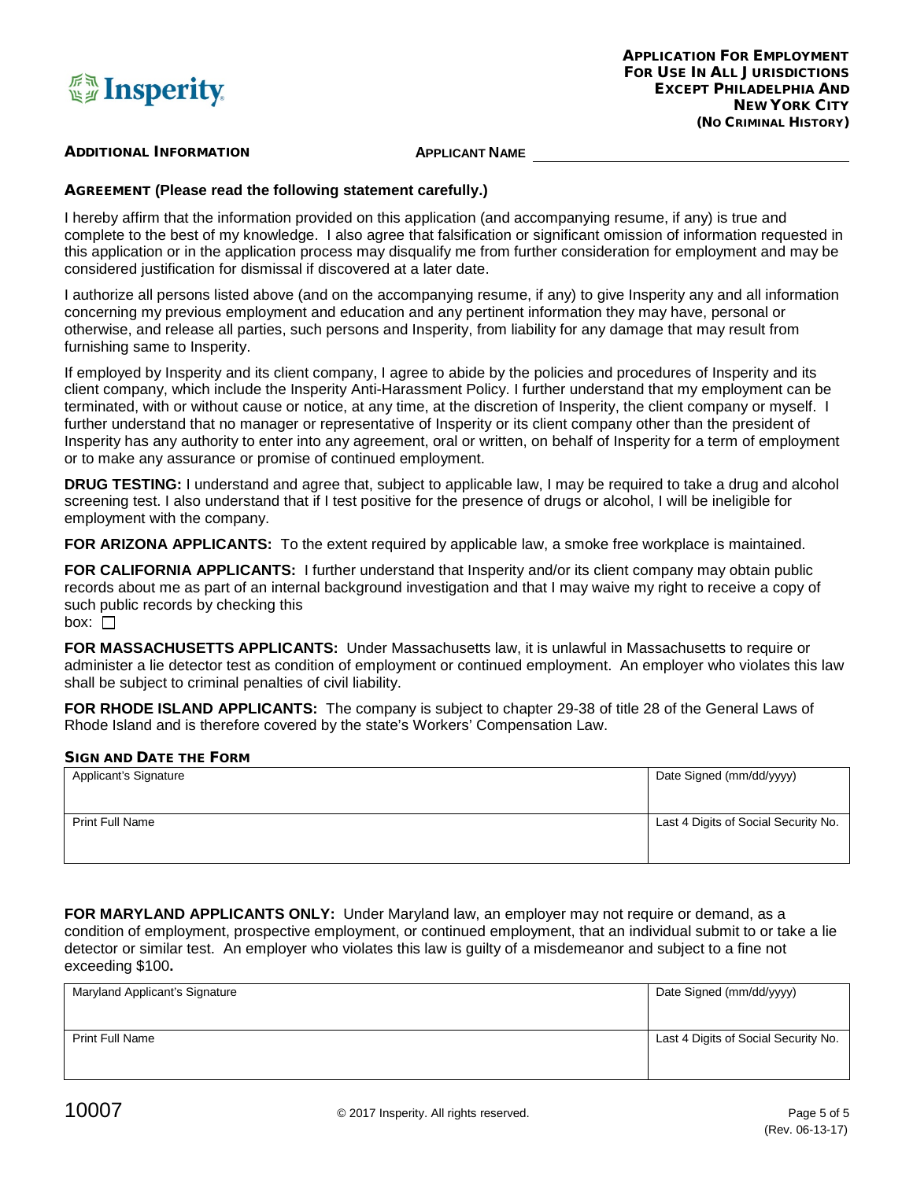**Insperity**

**APPLICATION FOR EMPLOYMENT**
**FOR USE IN ALL JURISDICTIONS**
**EXCEPT PHILADELPHIA AND**
**NEW YORK CITY**
**(NO CRIMINAL HISTORY)**

**ADDITIONAL INFORMATION** **APPLICANT NAME** ______________________________

**AGREEMENT (Please read the following statement carefully.)**

I hereby affirm that the information provided on this application (and accompanying resume, if any) is true and complete to the best of my knowledge. I also agree that falsification or significant omission of information requested in this application or in the application process may disqualify me from further consideration for employment and may be considered justification for dismissal if discovered at a later date.

I authorize all persons listed above (and on the accompanying resume, if any) to give Insperity any and all information concerning my previous employment and education and any pertinent information they may have, personal or otherwise, and release all parties, such persons and Insperity, from liability for any damage that may result from furnishing same to Insperity.

If employed by Insperity and its client company, I agree to abide by the policies and procedures of Insperity and its client company, which include the Insperity Anti-Harassment Policy. I further understand that my employment can be terminated, with or without cause or notice, at any time, at the discretion of Insperity, the client company or myself. I further understand that no manager or representative of Insperity or its client company other than the president of Insperity has any authority to enter into any agreement, oral or written, on behalf of Insperity for a term of employment or to make any assurance or promise of continued employment.

**DRUG TESTING:** I understand and agree that, subject to applicable law, I may be required to take a drug and alcohol screening test. I also understand that if I test positive for the presence of drugs or alcohol, I will be ineligible for employment with the company.

**FOR ARIZONA APPLICANTS:** To the extent required by applicable law, a smoke free workplace is maintained.

**FOR CALIFORNIA APPLICANTS:** I further understand that Insperity and/or its client company may obtain public records about me as part of an internal background investigation and that I may waive my right to receive a copy of such public records by checking this box: ☐

**FOR MASSACHUSETTS APPLICANTS:** Under Massachusetts law, it is unlawful in Massachusetts to require or administer a lie detector test as condition of employment or continued employment. An employer who violates this law shall be subject to criminal penalties of civil liability.

**FOR RHODE ISLAND APPLICANTS:** The company is subject to chapter 29-38 of title 28 of the General Laws of Rhode Island and is therefore covered by the state's Workers' Compensation Law.

**SIGN AND DATE THE FORM**

| | |
|---|---|
| Applicant's Signature | Date Signed (mm/dd/yyyy) |
| Print Full Name | Last 4 Digits of Social Security No. |

**FOR MARYLAND APPLICANTS ONLY:** Under Maryland law, an employer may not require or demand, as a condition of employment, prospective employment, or continued employment, that an individual submit to or take a lie detector or similar test. An employer who violates this law is guilty of a misdemeanor and subject to a fine not exceeding $100**.**

| | |
|---|---|
| Maryland Applicant's Signature | Date Signed (mm/dd/yyyy) |
| Print Full Name | Last 4 Digits of Social Security No. |

10007 © 2017 Insperity. All rights reserved. (Rev. 06-13-17)